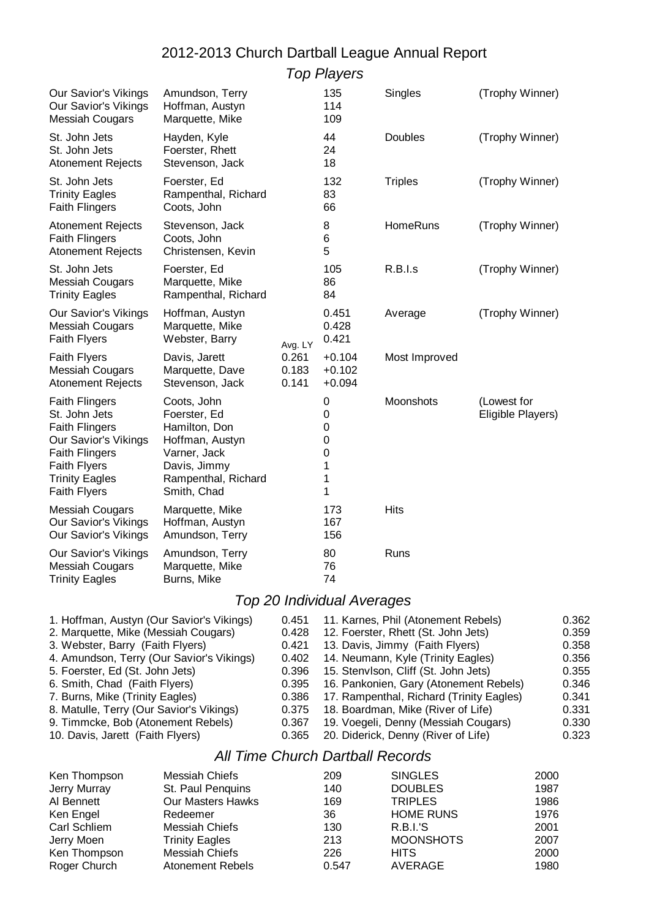# 2012-2013 Church Dartball League Annual Report

## *Top Players*

| Team | Player | Avg. LY | Value | Category | Note |
|---|---|---|---|---|---|
| Our Savior's Vikings | Amundson, Terry | | 135 | Singles | (Trophy Winner) |
| Our Savior's Vikings | Hoffman, Austyn | | 114 | | |
| Messiah Cougars | Marquette, Mike | | 109 | | |
| St. John Jets | Hayden, Kyle | | 44 | Doubles | (Trophy Winner) |
| St. John Jets | Foerster, Rhett | | 24 | | |
| Atonement Rejects | Stevenson, Jack | | 18 | | |
| St. John Jets | Foerster, Ed | | 132 | Triples | (Trophy Winner) |
| Trinity Eagles | Rampenthal, Richard | | 83 | | |
| Faith Flingers | Coots, John | | 66 | | |
| Atonement Rejects | Stevenson, Jack | | 8 | HomeRuns | (Trophy Winner) |
| Faith Flingers | Coots, John | | 6 | | |
| Atonement Rejects | Christensen, Kevin | | 5 | | |
| St. John Jets | Foerster, Ed | | 105 | R.B.I.s | (Trophy Winner) |
| Messiah Cougars | Marquette, Mike | | 86 | | |
| Trinity Eagles | Rampenthal, Richard | | 84 | | |
| Our Savior's Vikings | Hoffman, Austyn | | 0.451 | Average | (Trophy Winner) |
| Messiah Cougars | Marquette, Mike | | 0.428 | | |
| Faith Flyers | Webster, Barry | | 0.421 | | |
| Faith Flyers | Davis, Jarett | 0.261 | +0.104 | Most Improved | |
| Messiah Cougars | Marquette, Dave | 0.183 | +0.102 | | |
| Atonement Rejects | Stevenson, Jack | 0.141 | +0.094 | | |
| Faith Flingers | Coots, John | | 0 | Moonshots | (Lowest for Eligible Players) |
| St. John Jets | Foerster, Ed | | 0 | | |
| Faith Flingers | Hamilton, Don | | 0 | | |
| Our Savior's Vikings | Hoffman, Austyn | | 0 | | |
| Faith Flingers | Varner, Jack | | 0 | | |
| Faith Flyers | Davis, Jimmy | | 1 | | |
| Trinity Eagles | Rampenthal, Richard | | 1 | | |
| Faith Flyers | Smith, Chad | | 1 | | |
| Messiah Cougars | Marquette, Mike | | 173 | Hits | |
| Our Savior's Vikings | Hoffman, Austyn | | 167 | | |
| Our Savior's Vikings | Amundson, Terry | | 156 | | |
| Our Savior's Vikings | Amundson, Terry | | 80 | Runs | |
| Messiah Cougars | Marquette, Mike | | 76 | | |
| Trinity Eagles | Burns, Mike | | 74 | | |

## *Top 20 Individual Averages*

| Player | Avg | Player | Avg |
|---|---|---|---|
| 1. Hoffman, Austyn (Our Savior's Vikings) | 0.451 | 11. Karnes, Phil (Atonement Rebels) | 0.362 |
| 2. Marquette, Mike (Messiah Cougars) | 0.428 | 12. Foerster, Rhett (St. John Jets) | 0.359 |
| 3. Webster, Barry (Faith Flyers) | 0.421 | 13. Davis, Jimmy (Faith Flyers) | 0.358 |
| 4. Amundson, Terry (Our Savior's Vikings) | 0.402 | 14. Neumann, Kyle (Trinity Eagles) | 0.356 |
| 5. Foerster, Ed (St. John Jets) | 0.396 | 15. Stenvlson, Cliff (St. John Jets) | 0.355 |
| 6. Smith, Chad (Faith Flyers) | 0.395 | 16. Pankonien, Gary (Atonement Rebels) | 0.346 |
| 7. Burns, Mike (Trinity Eagles) | 0.386 | 17. Rampenthal, Richard (Trinity Eagles) | 0.341 |
| 8. Matulle, Terry (Our Savior's Vikings) | 0.375 | 18. Boardman, Mike (River of Life) | 0.331 |
| 9. Timmcke, Bob (Atonement Rebels) | 0.367 | 19. Voegeli, Denny (Messiah Cougars) | 0.330 |
| 10. Davis, Jarett (Faith Flyers) | 0.365 | 20. Diderick, Denny (River of Life) | 0.323 |

## *All Time Church Dartball Records*

| Player | Team | Value | Category | Year |
|---|---|---|---|---|
| Ken Thompson | Messiah Chiefs | 209 | SINGLES | 2000 |
| Jerry Murray | St. Paul Penquins | 140 | DOUBLES | 1987 |
| Al Bennett | Our Masters Hawks | 169 | TRIPLES | 1986 |
| Ken Engel | Redeemer | 36 | HOME RUNS | 1976 |
| Carl Schliem | Messiah Chiefs | 130 | R.B.I.'S | 2001 |
| Jerry Moen | Trinity Eagles | 213 | MOONSHOTS | 2007 |
| Ken Thompson | Messiah Chiefs | 226 | HITS | 2000 |
| Roger Church | Atonement Rebels | 0.547 | AVERAGE | 1980 |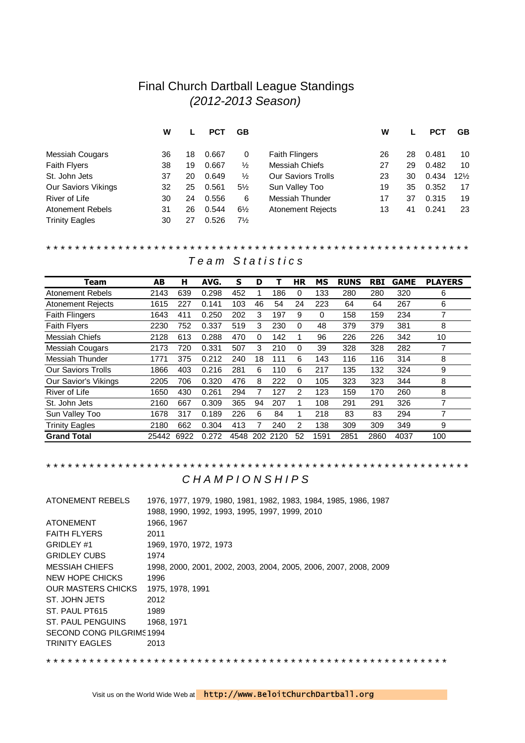# Final Church Dartball League Standings

*(2012-2013 Season)*

| | W | L | PCT | GB |
|---|---|---|---|---|
| Messiah Cougars | 36 | 18 | 0.667 | 0 |
| Faith Flyers | 38 | 19 | 0.667 | ½ |
| St. John Jets | 37 | 20 | 0.649 | ½ |
| Our Saviors Vikings | 32 | 25 | 0.561 | 5½ |
| River of Life | 30 | 24 | 0.556 | 6 |
| Atonement Rebels | 31 | 26 | 0.544 | 6½ |
| Trinity Eagles | 30 | 27 | 0.526 | 7½ |
| Faith Flingers | 26 | 28 | 0.481 | 10 |
| Messiah Chiefs | 27 | 29 | 0.482 | 10 |
| Our Saviors Trolls | 23 | 30 | 0.434 | 12½ |
| Sun Valley Too | 19 | 35 | 0.352 | 17 |
| Messiah Thunder | 17 | 37 | 0.315 | 19 |
| Atonement Rejects | 13 | 41 | 0.241 | 23 |

* * * * * * * * * * * * * * * * * * * * * * * * * * * * * * * * * * * * * * * * * * * * * * * * * * * * * * * * * * * * *

## *Team Statistics*

| Team | AB | H | AVG. | S | D | T | HR | MS | RUNS | RBI | GAME | PLAYERS |
|---|---|---|---|---|---|---|---|---|---|---|---|---|
| Atonement Rebels | 2143 | 639 | 0.298 | 452 | 1 | 186 | 0 | 133 | 280 | 280 | 320 | 6 |
| Atonement Rejects | 1615 | 227 | 0.141 | 103 | 46 | 54 | 24 | 223 | 64 | 64 | 267 | 6 |
| Faith Flingers | 1643 | 411 | 0.250 | 202 | 3 | 197 | 9 | 0 | 158 | 159 | 234 | 7 |
| Faith Flyers | 2230 | 752 | 0.337 | 519 | 3 | 230 | 0 | 48 | 379 | 379 | 381 | 8 |
| Messiah Chiefs | 2128 | 613 | 0.288 | 470 | 0 | 142 | 1 | 96 | 226 | 226 | 342 | 10 |
| Messiah Cougars | 2173 | 720 | 0.331 | 507 | 3 | 210 | 0 | 39 | 328 | 328 | 282 | 7 |
| Messiah Thunder | 1771 | 375 | 0.212 | 240 | 18 | 111 | 6 | 143 | 116 | 116 | 314 | 8 |
| Our Saviors Trolls | 1866 | 403 | 0.216 | 281 | 6 | 110 | 6 | 217 | 135 | 132 | 324 | 9 |
| Our Savior's Vikings | 2205 | 706 | 0.320 | 476 | 8 | 222 | 0 | 105 | 323 | 323 | 344 | 8 |
| River of Life | 1650 | 430 | 0.261 | 294 | 7 | 127 | 2 | 123 | 159 | 170 | 260 | 8 |
| St. John Jets | 2160 | 667 | 0.309 | 365 | 94 | 207 | 1 | 108 | 291 | 291 | 326 | 7 |
| Sun Valley Too | 1678 | 317 | 0.189 | 226 | 6 | 84 | 1 | 218 | 83 | 83 | 294 | 7 |
| Trinity Eagles | 2180 | 662 | 0.304 | 413 | 7 | 240 | 2 | 138 | 309 | 309 | 349 | 9 |
| **Grand Total** | 25442 | 6922 | 0.272 | 4548 | 202 | 2120 | 52 | 1591 | 2851 | 2860 | 4037 | 100 |

* * * * * * * * * * * * * * * * * * * * * * * * * * * * * * * * * * * * * * * * * * * * * * * * * * * * * * * * * * * * *

## *CHAMPIONSHIPS*

| | |
|---|---|
| ATONEMENT REBELS | 1976, 1977, 1979, 1980, 1981, 1982, 1983, 1984, 1985, 1986, 1987, 1988, 1990, 1992, 1993, 1995, 1997, 1999, 2010 |
| ATONEMENT | 1966, 1967 |
| FAITH FLYERS | 2011 |
| GRIDLEY #1 | 1969, 1970, 1972, 1973 |
| GRIDLEY CUBS | 1974 |
| MESSIAH CHIEFS | 1998, 2000, 2001, 2002, 2003, 2004, 2005, 2006, 2007, 2008, 2009 |
| NEW HOPE CHICKS | 1996 |
| OUR MASTERS CHICKS | 1975, 1978, 1991 |
| ST. JOHN JETS | 2012 |
| ST. PAUL PT615 | 1989 |
| ST. PAUL PENGUINS | 1968, 1971 |
| SECOND CONG PILGRIMS | 1994 |
| TRINITY EAGLES | 2013 |

* * * * * * * * * * * * * * * * * * * * * * * * * * * * * * * * * * * * * * * * * * * * * * * * * * * * * * * * * * *

Visit us on the World Wide Web at `http://www.BeloitChurchDartball.org`